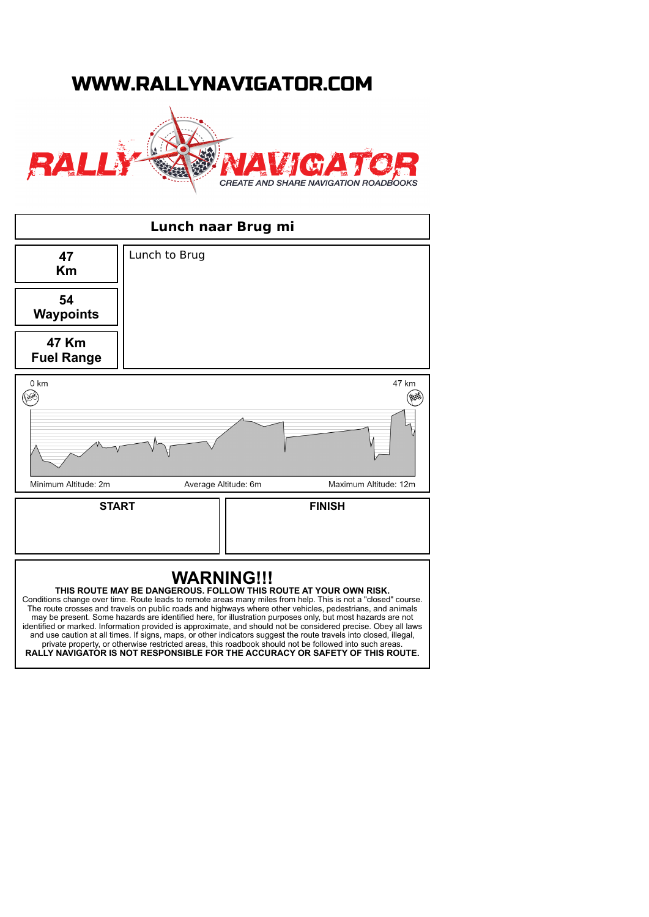# WWW.RALLYNAVIGATOR.COM

RALLY NAVIGATOR

CREATE AND SHARE NAVIGATION ROADBOOKS

## Lunch naar Brug mi

**47**
**Km**

**54**
**Waypoints**

**47 Km**
**Fuel Range**

Lunch to Brug

0 km

47 km

Minimum Altitude: 2m

Average Altitude: 6m

Maximum Altitude: 12m

| START | FINISH |
|---|---|
| | |

## WARNING!!!

**THIS ROUTE MAY BE DANGEROUS. FOLLOW THIS ROUTE AT YOUR OWN RISK.**
Conditions change over time. Route leads to remote areas many miles from help. This is not a "closed" course. The route crosses and travels on public roads and highways where other vehicles, pedestrians, and animals may be present. Some hazards are identified here, for illustration purposes only, but most hazards are not identified or marked. Information provided is approximate, and should not be considered precise. Obey all laws and use caution at all times. If signs, maps, or other indicators suggest the route travels into closed, illegal, private property, or otherwise restricted areas, this roadbook should not be followed into such areas.
**RALLY NAVIGATOR IS NOT RESPONSIBLE FOR THE ACCURACY OR SAFETY OF THIS ROUTE.**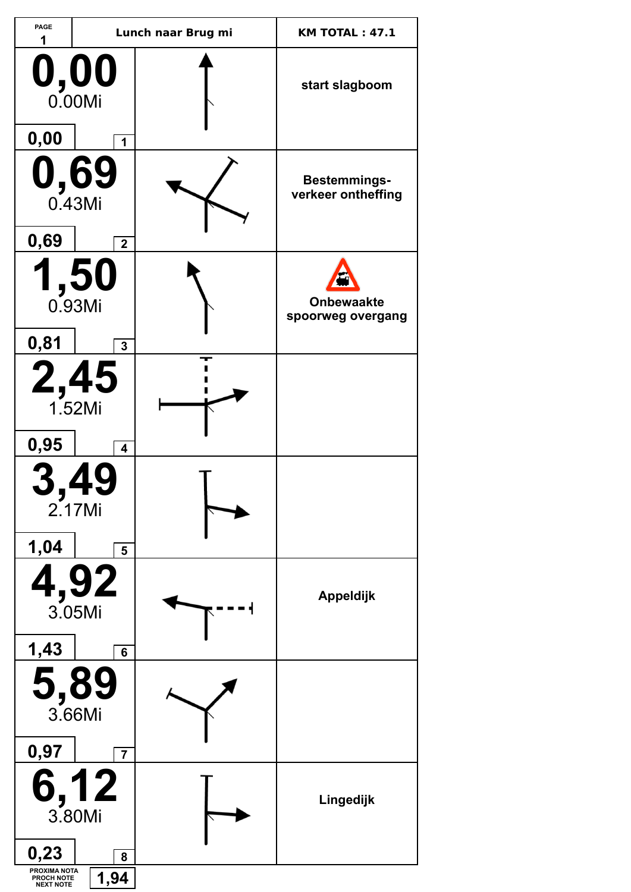| PAGE 1 | Lunch naar Brug mi | KM TOTAL : 47.1 |
|---|---|---|
| **0,00** 0.00Mi — 0,00 — 1 | | start slagboom |
| **0,69** 0.43Mi — 0,69 — 2 | | Bestemmings-verkeer ontheffing |
| **1,50** 0.93Mi — 0,81 — 3 | | Onbewaakte spoorweg overgang |
| **2,45** 1.52Mi — 0,95 — 4 | | |
| **3,49** 2.17Mi — 1,04 — 5 | | |
| **4,92** 3.05Mi — 1,43 — 6 | | Appeldijk |
| **5,89** 3.66Mi — 0,97 — 7 | | |
| **6,12** 3.80Mi — 0,23 — 8 | | Lingedijk |

PROXIMA NOTA / PROCH NOTE / NEXT NOTE: **1,94**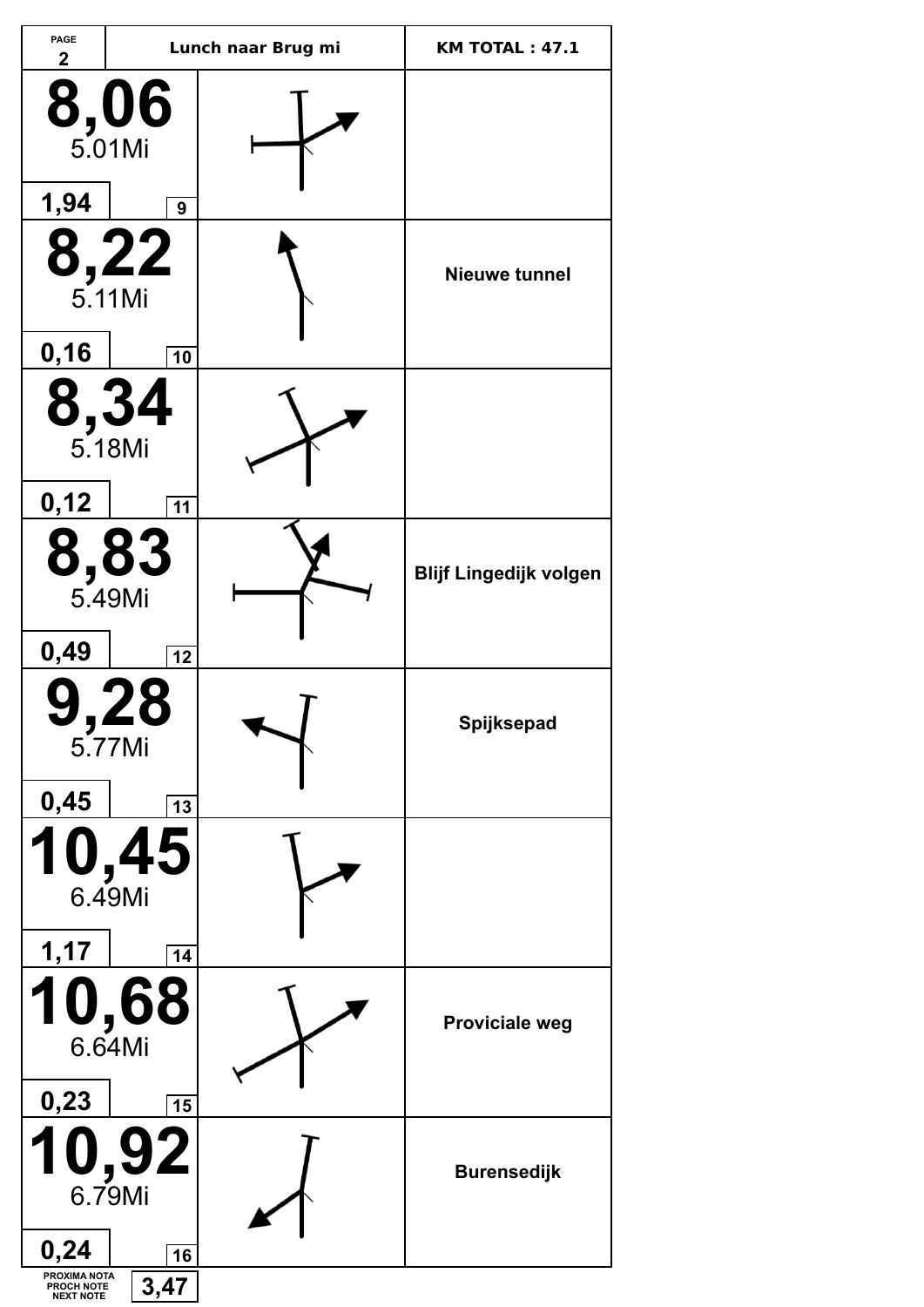| PAGE 2 | Lunch naar Brug mi | KM TOTAL : 47.1 |
|---|---|---|
| **8,06** 5.01Mi / 1,94 / 9 | | |
| **8,22** 5.11Mi / 0,16 / 10 | | Nieuwe tunnel |
| **8,34** 5.18Mi / 0,12 / 11 | | |
| **8,83** 5.49Mi / 0,49 / 12 | | Blijf Lingedijk volgen |
| **9,28** 5.77Mi / 0,45 / 13 | | Spijksepad |
| **10,45** 6.49Mi / 1,17 / 14 | | |
| **10,68** 6.64Mi / 0,23 / 15 | | Proviciale weg |
| **10,92** 6.79Mi / 0,24 / 16 | | Burensedijk |

PROXIMA NOTA
PROCH NOTE
NEXT NOTE
3,47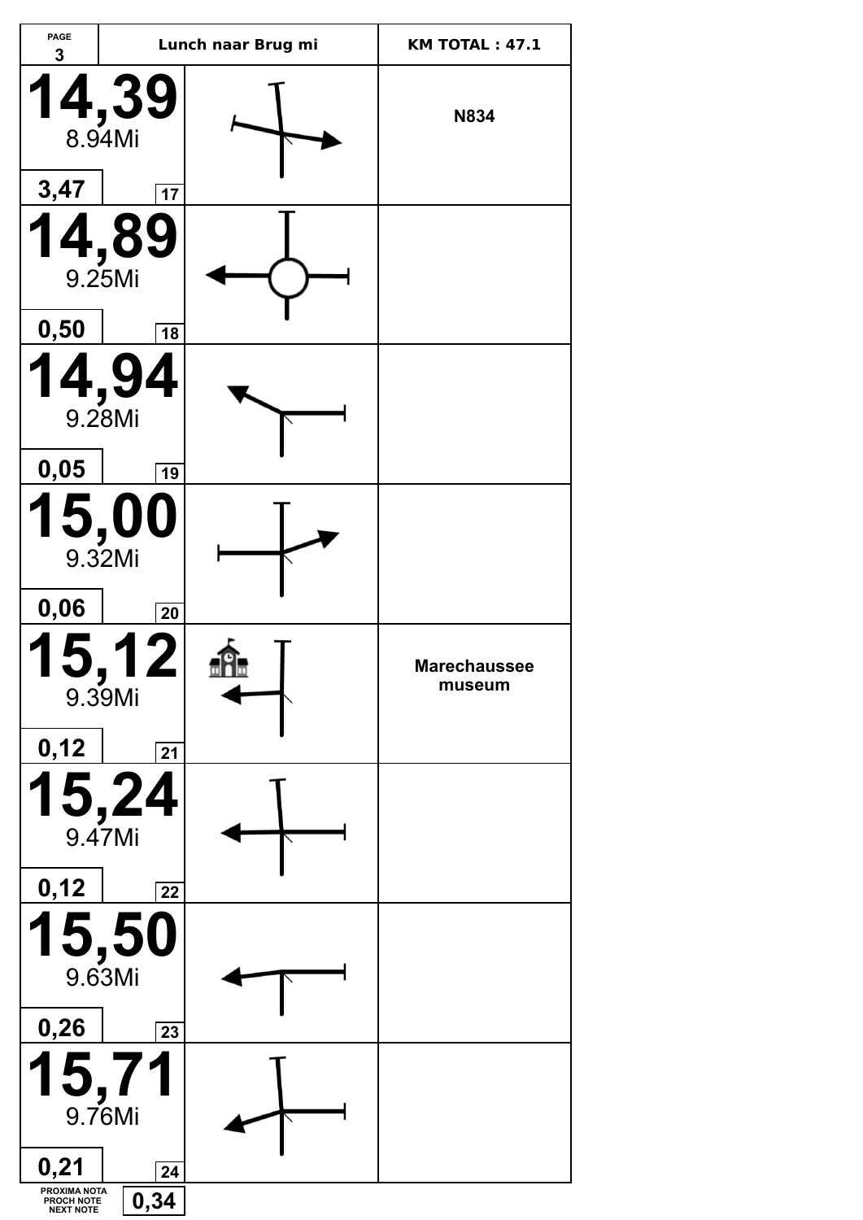| PAGE 3 | Lunch naar Brug mi | KM TOTAL : 47.1 |
|---|---|---|

| Total | Partial | No. | Diagram | Notes |
|---|---|---|---|---|
| **14,39** 8.94Mi | 3,47 | 17 | | N834 |
| **14,89** 9.25Mi | 0,50 | 18 | | |
| **14,94** 9.28Mi | 0,05 | 19 | | |
| **15,00** 9.32Mi | 0,06 | 20 | | |
| **15,12** 9.39Mi | 0,12 | 21 | | Marechaussee museum |
| **15,24** 9.47Mi | 0,12 | 22 | | |
| **15,50** 9.63Mi | 0,26 | 23 | | |
| **15,71** 9.76Mi | 0,21 | 24 | | |

PROXIMA NOTA / PROCH NOTE / NEXT NOTE: **0,34**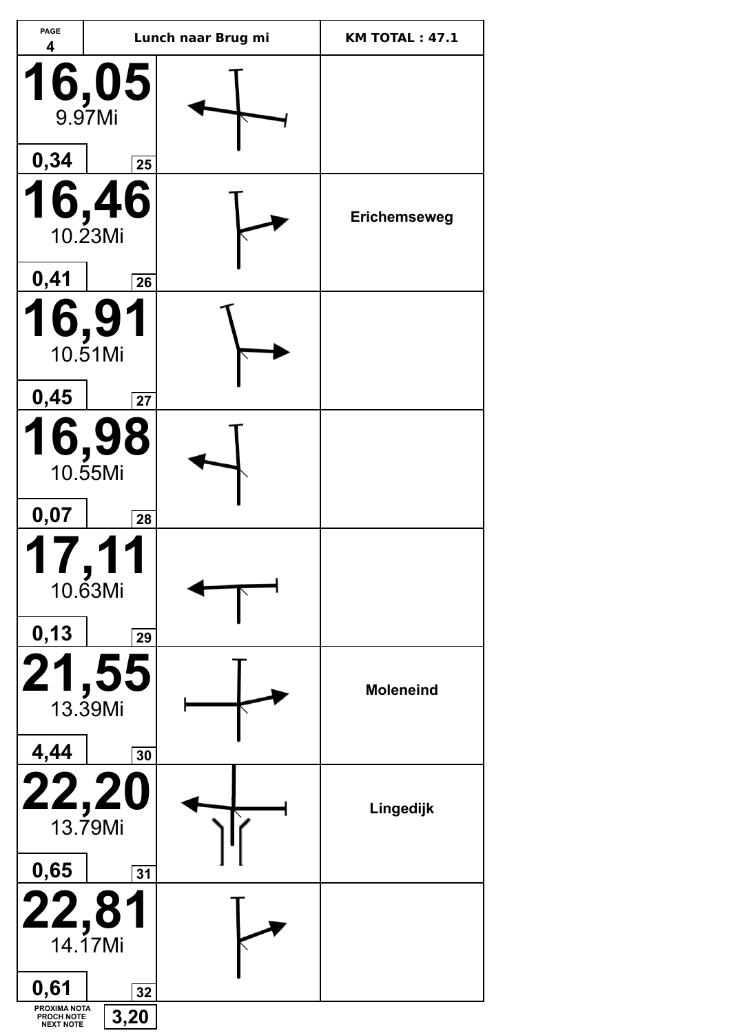| PAGE 4 | Lunch naar Brug mi | KM TOTAL : 47.1 |
|---|---|---|
| **16,05** 9.97Mi 0,34 25 | | |
| **16,46** 10.23Mi 0,41 26 | | Erichemseweg |
| **16,91** 10.51Mi 0,45 27 | | |
| **16,98** 10.55Mi 0,07 28 | | |
| **17,11** 10.63Mi 0,13 29 | | |
| **21,55** 13.39Mi 4,44 30 | | Moleneind |
| **22,20** 13.79Mi 0,65 31 | | Lingedijk |
| **22,81** 14.17Mi 0,61 32 | | |

PROXIMA NOTA
PROCH NOTE
NEXT NOTE **3,20**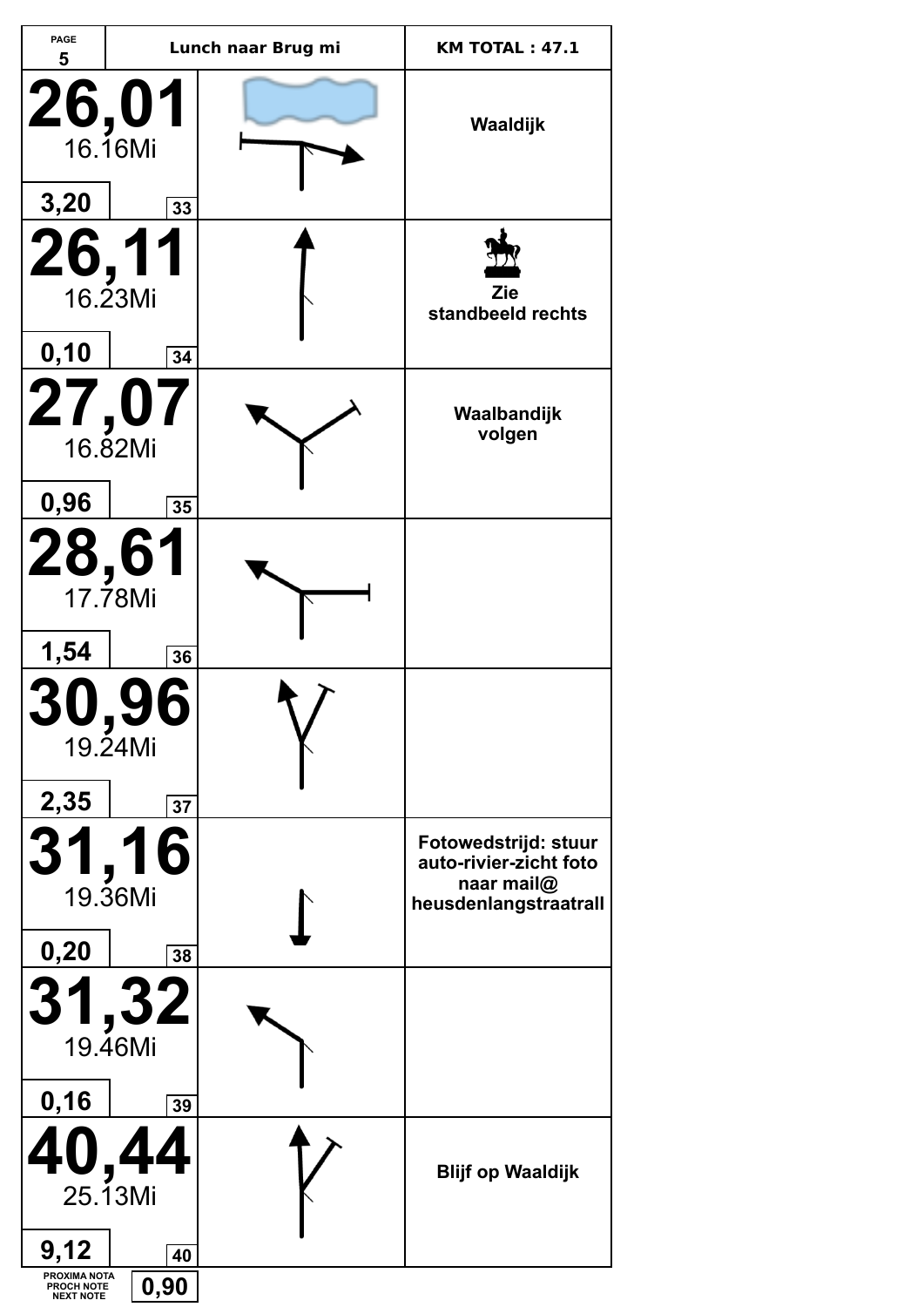| PAGE 5 | Lunch naar Brug mi | KM TOTAL : 47.1 |
|---|---|---|
| **26,01** 16.16Mi — 3,20 — 33 | | Waaldijk |
| **26,11** 16.23Mi — 0,10 — 34 | | Zie standbeeld rechts |
| **27,07** 16.82Mi — 0,96 — 35 | | Waalbandijk volgen |
| **28,61** 17.78Mi — 1,54 — 36 | | |
| **30,96** 19.24Mi — 2,35 — 37 | | |
| **31,16** 19.36Mi — 0,20 — 38 | | Fotowedstrijd: stuur auto-rivier-zicht foto naar mail@ heusdenlangstraatrall |
| **31,32** 19.46Mi — 0,16 — 39 | | |
| **40,44** 25.13Mi — 9,12 — 40 | | Blijf op Waaldijk |

PROXIMA NOTA / PROCH NOTE / NEXT NOTE: **0,90**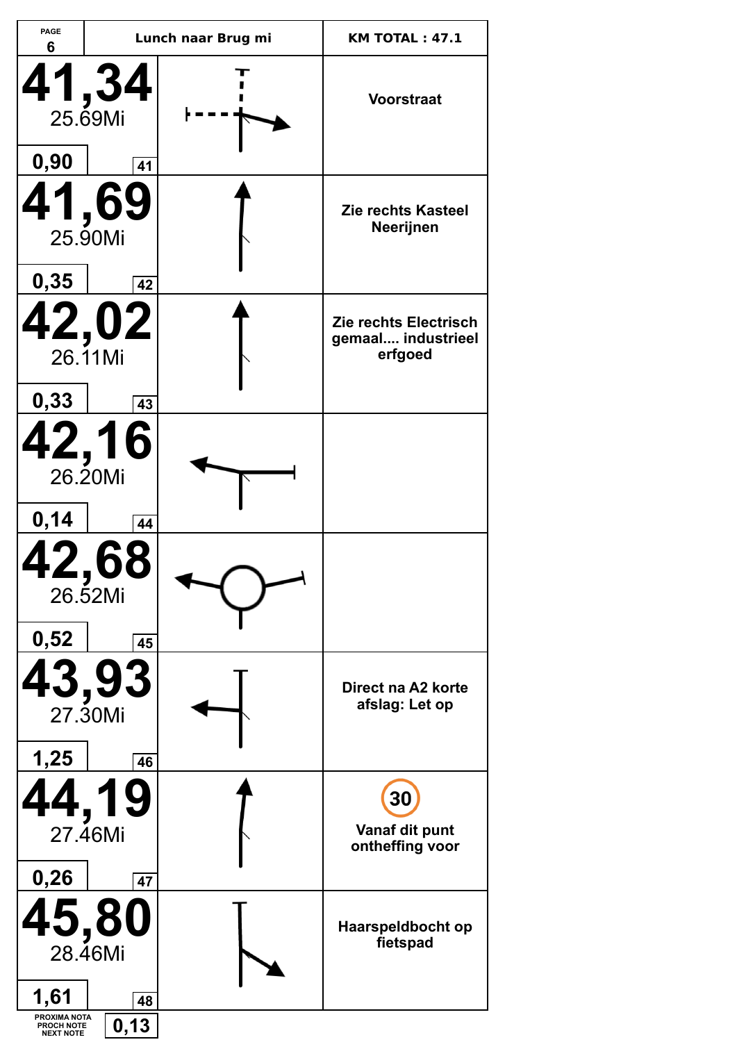| PAGE 6 | Lunch naar Brug mi | KM TOTAL : 47.1 |
|---|---|---|
| **41,34** 25.69Mi — 0,90 — 41 | | Voorstraat |
| **41,69** 25.90Mi — 0,35 — 42 | | Zie rechts Kasteel Neerijnen |
| **42,02** 26.11Mi — 0,33 — 43 | | Zie rechts Electrisch gemaal.... industrieel erfgoed |
| **42,16** 26.20Mi — 0,14 — 44 | | |
| **42,68** 26.52Mi — 0,52 — 45 | | |
| **43,93** 27.30Mi — 1,25 — 46 | | Direct na A2 korte afslag: Let op |
| **44,19** 27.46Mi — 0,26 — 47 | | 30 Vanaf dit punt ontheffing voor |
| **45,80** 28.46Mi — 1,61 — 48 | | Haarspeldbocht op fietspad |

PROXIMA NOTA / PROCH NOTE / NEXT NOTE: 0,13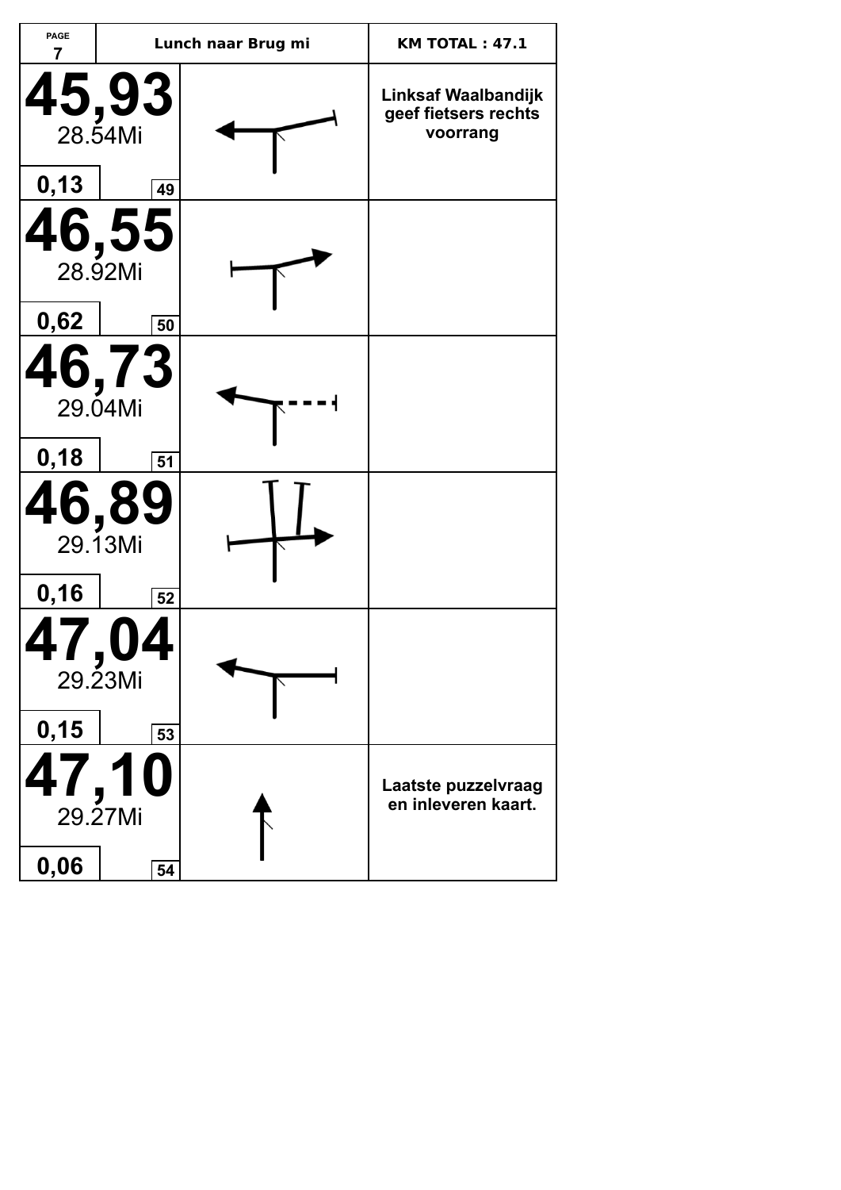| PAGE 7 | Lunch naar Brug mi | | KM TOTAL : 47.1 |
|---|---|---|---|
| **45,93** 28.54Mi 0,13 49 | | | **Linksaf Waalbandijk geef fietsers rechts voorrang** |
| **46,55** 28.92Mi 0,62 50 | | | |
| **46,73** 29.04Mi 0,18 51 | | | |
| **46,89** 29.13Mi 0,16 52 | | | |
| **47,04** 29.23Mi 0,15 53 | | | |
| **47,10** 29.27Mi 0,06 54 | | | **Laatste puzzelvraag en inleveren kaart.** |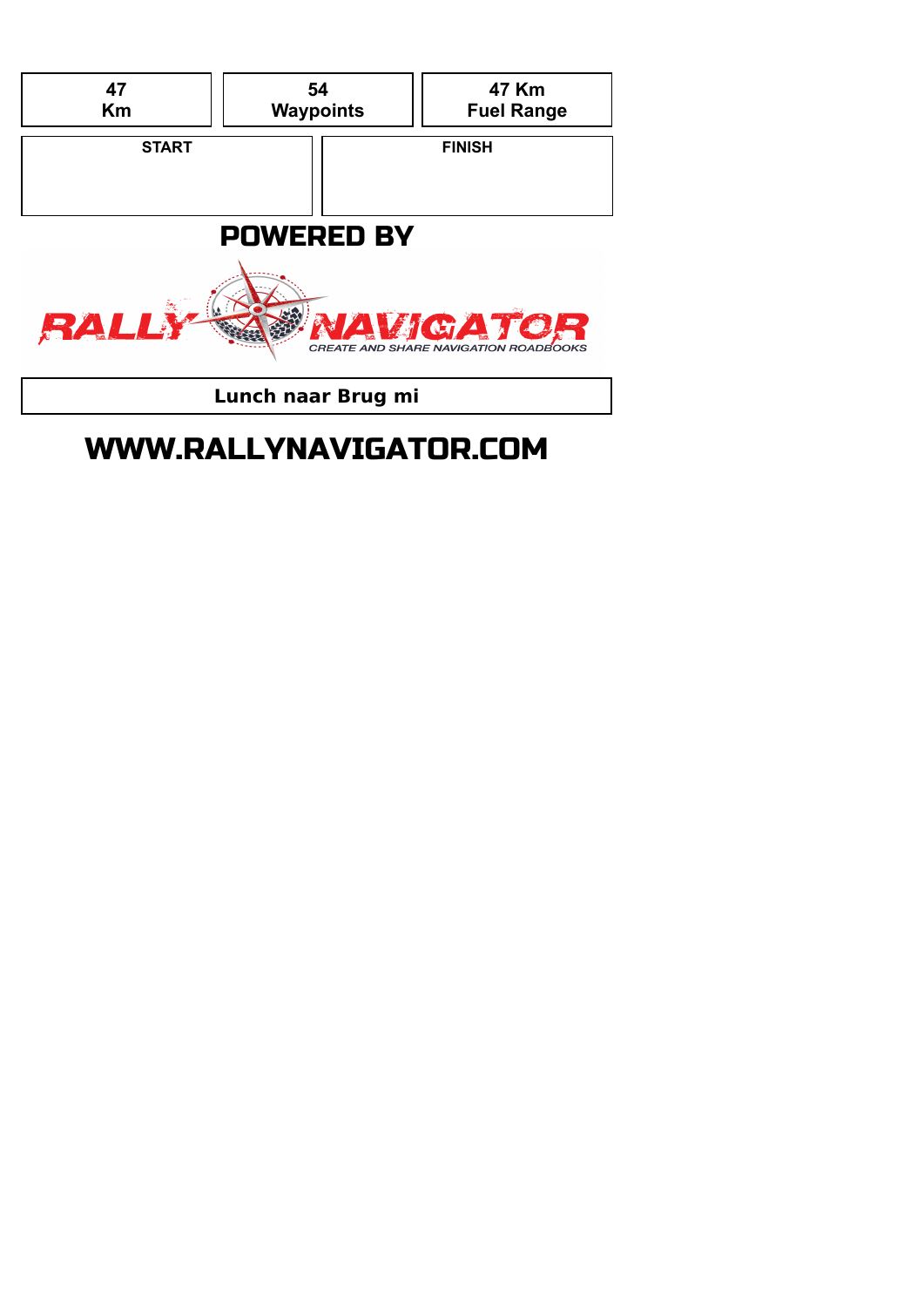| 47 Km | 54 Waypoints | 47 Km Fuel Range |
| --- | --- | --- |

| START | FINISH |
| --- | --- |
| | |

## POWERED BY

RALLY NAVIGATOR
CREATE AND SHARE NAVIGATION ROADBOOKS

| Lunch naar Brug mi |
| --- |

## WWW.RALLYNAVIGATOR.COM